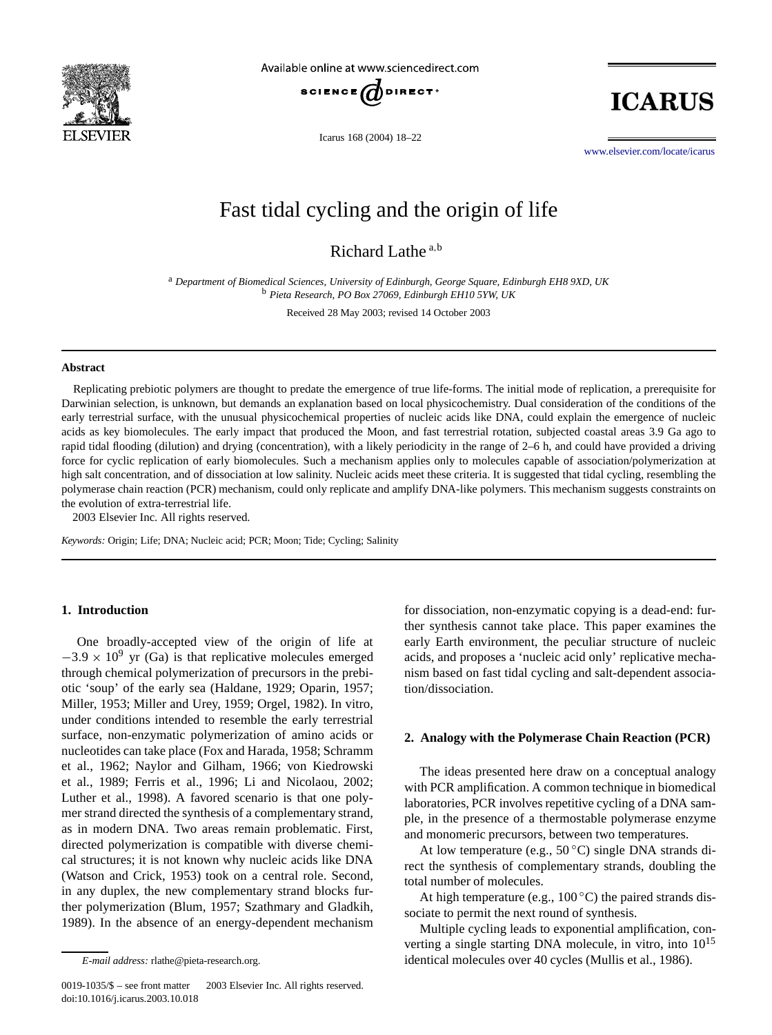# Fast tidal cycling and the origin of life

Richard Lathe[a,b]

[a] *Department of Biomedical Sciences, University of Edinburgh, George Square, Edinburgh EH8 9XD, UK*
[b] *Pieta Research, PO Box 27069, Edinburgh EH10 5YW, UK*

Received 28 May 2003; revised 14 October 2003

## Abstract

Replicating prebiotic polymers are thought to predate the emergence of true life-forms. The initial mode of replication, a prerequisite for Darwinian selection, is unknown, but demands an explanation based on local physicochemistry. Dual consideration of the conditions of the early terrestrial surface, with the unusual physicochemical properties of nucleic acids like DNA, could explain the emergence of nucleic acids as key biomolecules. The early impact that produced the Moon, and fast terrestrial rotation, subjected coastal areas 3.9 Ga ago to rapid tidal flooding (dilution) and drying (concentration), with a likely periodicity in the range of 2–6 h, and could have provided a driving force for cyclic replication of early biomolecules. Such a mechanism applies only to molecules capable of association/polymerization at high salt concentration, and of dissociation at low salinity. Nucleic acids meet these criteria. It is suggested that tidal cycling, resembling the polymerase chain reaction (PCR) mechanism, could only replicate and amplify DNA-like polymers. This mechanism suggests constraints on the evolution of extra-terrestrial life.

2003 Elsevier Inc. All rights reserved.

*Keywords:* Origin; Life; DNA; Nucleic acid; PCR; Moon; Tide; Cycling; Salinity

## 1. Introduction

One broadly-accepted view of the origin of life at $-3.9 \times 10^9$ yr (Ga) is that replicative molecules emerged through chemical polymerization of precursors in the prebiotic 'soup' of the early sea (Haldane, 1929; Oparin, 1957; Miller, 1953; Miller and Urey, 1959; Orgel, 1982). In vitro, under conditions intended to resemble the early terrestrial surface, non-enzymatic polymerization of amino acids or nucleotides can take place (Fox and Harada, 1958; Schramm et al., 1962; Naylor and Gilham, 1966; von Kiedrowski et al., 1989; Ferris et al., 1996; Li and Nicolaou, 2002; Luther et al., 1998). A favored scenario is that one polymer strand directed the synthesis of a complementary strand, as in modern DNA. Two areas remain problematic. First, directed polymerization is compatible with diverse chemical structures; it is not known why nucleic acids like DNA (Watson and Crick, 1953) took on a central role. Second, in any duplex, the new complementary strand blocks further polymerization (Blum, 1957; Szathmary and Gladkih, 1989). In the absence of an energy-dependent mechanism for dissociation, non-enzymatic copying is a dead-end: further synthesis cannot take place. This paper examines the early Earth environment, the peculiar structure of nucleic acids, and proposes a 'nucleic acid only' replicative mechanism based on fast tidal cycling and salt-dependent association/dissociation.

## 2. Analogy with the Polymerase Chain Reaction (PCR)

The ideas presented here draw on a conceptual analogy with PCR amplification. A common technique in biomedical laboratories, PCR involves repetitive cycling of a DNA sample, in the presence of a thermostable polymerase enzyme and monomeric precursors, between two temperatures.

At low temperature (e.g., 50 °C) single DNA strands direct the synthesis of complementary strands, doubling the total number of molecules.

At high temperature (e.g., 100 °C) the paired strands dissociate to permit the next round of synthesis.

Multiple cycling leads to exponential amplification, converting a single starting DNA molecule, in vitro, into $10^{15}$ identical molecules over 40 cycles (Mullis et al., 1986).

*E-mail address:* rlathe@pieta-research.org.

0019-1035/$ – see front matter 2003 Elsevier Inc. All rights reserved.
doi:10.1016/j.icarus.2003.10.018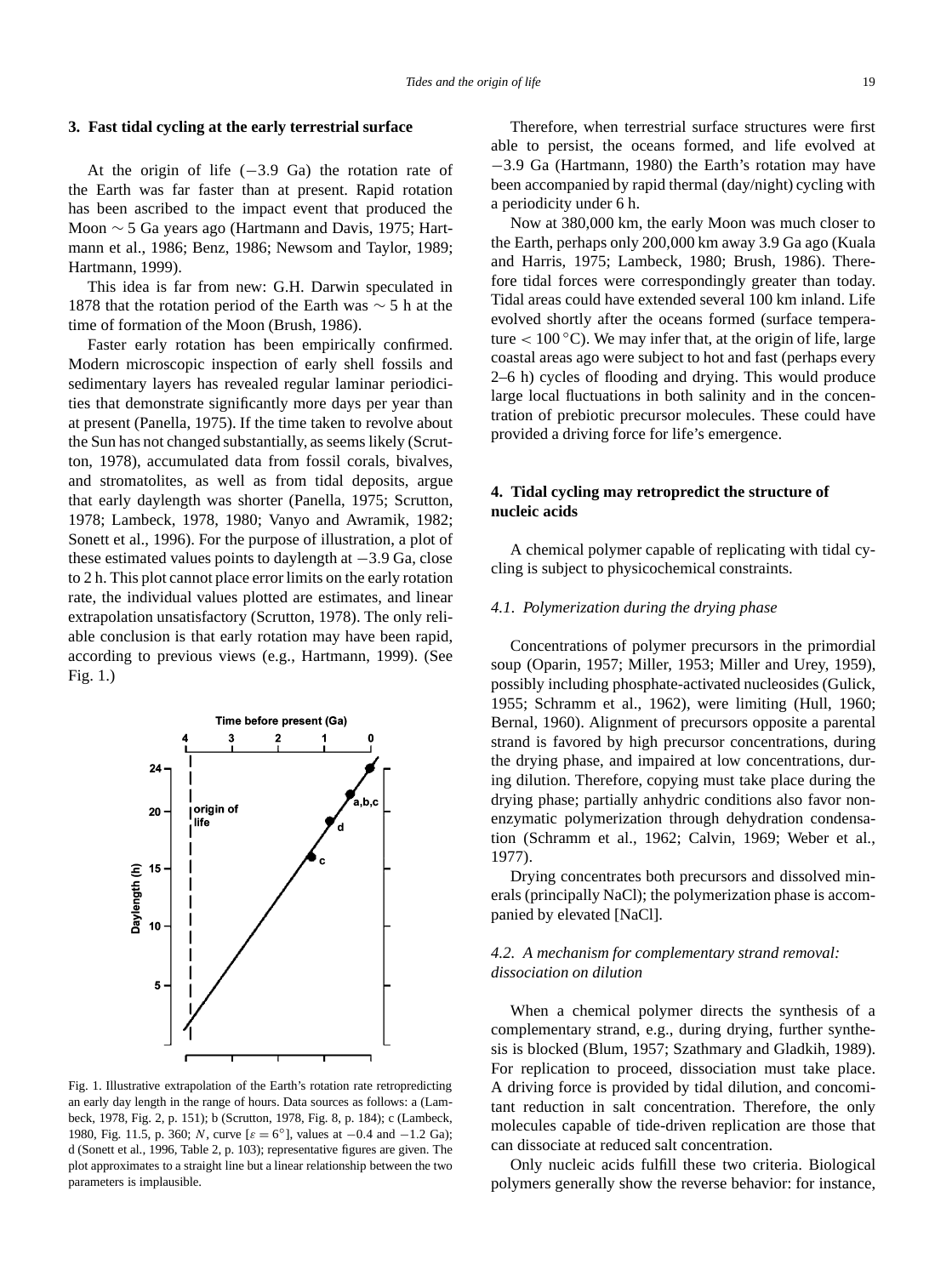## 3. Fast tidal cycling at the early terrestrial surface

At the origin of life (−3.9 Ga) the rotation rate of the Earth was far faster than at present. Rapid rotation has been ascribed to the impact event that produced the Moon ∼ 5 Ga years ago (Hartmann and Davis, 1975; Hartmann et al., 1986; Benz, 1986; Newsom and Taylor, 1989; Hartmann, 1999).

This idea is far from new: G.H. Darwin speculated in 1878 that the rotation period of the Earth was ∼ 5 h at the time of formation of the Moon (Brush, 1986).

Faster early rotation has been empirically confirmed. Modern microscopic inspection of early shell fossils and sedimentary layers has revealed regular laminar periodicities that demonstrate significantly more days per year than at present (Panella, 1975). If the time taken to revolve about the Sun has not changed substantially, as seems likely (Scrutton, 1978), accumulated data from fossil corals, bivalves, and stromatolites, as well as from tidal deposits, argue that early daylength was shorter (Panella, 1975; Scrutton, 1978; Lambeck, 1978, 1980; Vanyo and Awramik, 1982; Sonett et al., 1996). For the purpose of illustration, a plot of these estimated values points to daylength at −3.9 Ga, close to 2 h. This plot cannot place error limits on the early rotation rate, the individual values plotted are estimates, and linear extrapolation unsatisfactory (Scrutton, 1978). The only reliable conclusion is that early rotation may have been rapid, according to previous views (e.g., Hartmann, 1999). (See Fig. 1.)

Fig. 1. Illustrative extrapolation of the Earth's rotation rate retropredicting an early day length in the range of hours. Data sources as follows: a (Lambeck, 1978, Fig. 2, p. 151); b (Scrutton, 1978, Fig. 8, p. 184); c (Lambeck, 1980, Fig. 11.5, p. 360; *N*, curve [$\varepsilon = 6°$], values at −0.4 and −1.2 Ga); d (Sonett et al., 1996, Table 2, p. 103); representative figures are given. The plot approximates to a straight line but a linear relationship between the two parameters is implausible.

Therefore, when terrestrial surface structures were first able to persist, the oceans formed, and life evolved at −3.9 Ga (Hartmann, 1980) the Earth's rotation may have been accompanied by rapid thermal (day/night) cycling with a periodicity under 6 h.

Now at 380,000 km, the early Moon was much closer to the Earth, perhaps only 200,000 km away 3.9 Ga ago (Kuala and Harris, 1975; Lambeck, 1980; Brush, 1986). Therefore tidal forces were correspondingly greater than today. Tidal areas could have extended several 100 km inland. Life evolved shortly after the oceans formed (surface temperature $< 100\,°C$). We may infer that, at the origin of life, large coastal areas ago were subject to hot and fast (perhaps every 2–6 h) cycles of flooding and drying. This would produce large local fluctuations in both salinity and in the concentration of prebiotic precursor molecules. These could have provided a driving force for life's emergence.

## 4. Tidal cycling may retropredict the structure of nucleic acids

A chemical polymer capable of replicating with tidal cycling is subject to physicochemical constraints.

### *4.1. Polymerization during the drying phase*

Concentrations of polymer precursors in the primordial soup (Oparin, 1957; Miller, 1953; Miller and Urey, 1959), possibly including phosphate-activated nucleosides (Gulick, 1955; Schramm et al., 1962), were limiting (Hull, 1960; Bernal, 1960). Alignment of precursors opposite a parental strand is favored by high precursor concentrations, during the drying phase, and impaired at low concentrations, during dilution. Therefore, copying must take place during the drying phase; partially anhydric conditions also favor nonenzymatic polymerization through dehydration condensation (Schramm et al., 1962; Calvin, 1969; Weber et al., 1977).

Drying concentrates both precursors and dissolved minerals (principally NaCl); the polymerization phase is accompanied by elevated [NaCl].

### *4.2. A mechanism for complementary strand removal: dissociation on dilution*

When a chemical polymer directs the synthesis of a complementary strand, e.g., during drying, further synthesis is blocked (Blum, 1957; Szathmary and Gladkih, 1989). For replication to proceed, dissociation must take place. A driving force is provided by tidal dilution, and concomitant reduction in salt concentration. Therefore, the only molecules capable of tide-driven replication are those that can dissociate at reduced salt concentration.

Only nucleic acids fulfill these two criteria. Biological polymers generally show the reverse behavior: for instance,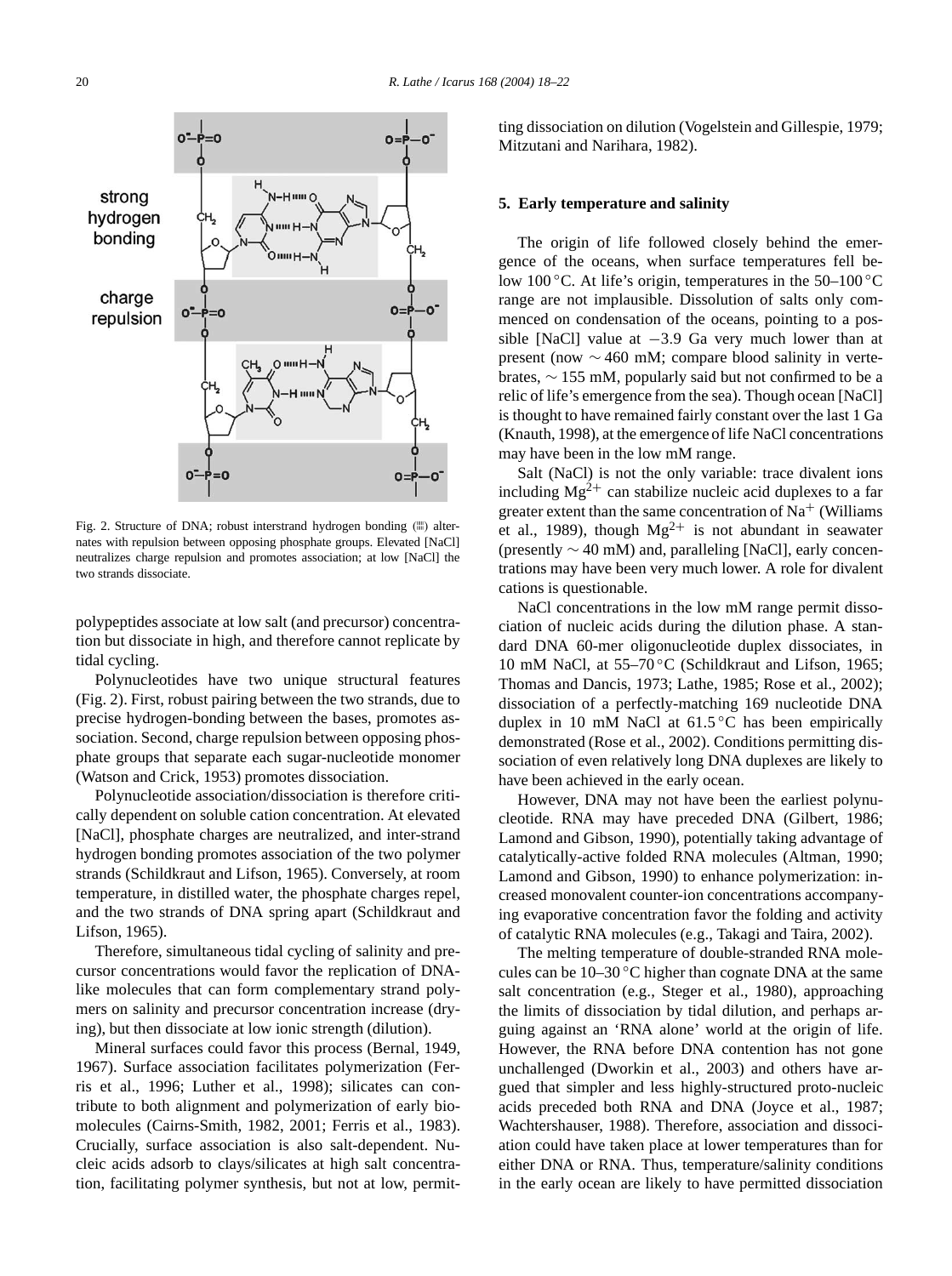Fig. 2. Structure of DNA; robust interstrand hydrogen bonding (⦙⦙⦙) alternates with repulsion between opposing phosphate groups. Elevated [NaCl] neutralizes charge repulsion and promotes association; at low [NaCl] the two strands dissociate.

polypeptides associate at low salt (and precursor) concentration but dissociate in high, and therefore cannot replicate by tidal cycling.

Polynucleotides have two unique structural features (Fig. 2). First, robust pairing between the two strands, due to precise hydrogen-bonding between the bases, promotes association. Second, charge repulsion between opposing phosphate groups that separate each sugar-nucleotide monomer (Watson and Crick, 1953) promotes dissociation.

Polynucleotide association/dissociation is therefore critically dependent on soluble cation concentration. At elevated [NaCl], phosphate charges are neutralized, and inter-strand hydrogen bonding promotes association of the two polymer strands (Schildkraut and Lifson, 1965). Conversely, at room temperature, in distilled water, the phosphate charges repel, and the two strands of DNA spring apart (Schildkraut and Lifson, 1965).

Therefore, simultaneous tidal cycling of salinity and precursor concentrations would favor the replication of DNA-like molecules that can form complementary strand polymers on salinity and precursor concentration increase (drying), but then dissociate at low ionic strength (dilution).

Mineral surfaces could favor this process (Bernal, 1949, 1967). Surface association facilitates polymerization (Ferris et al., 1996; Luther et al., 1998); silicates can contribute to both alignment and polymerization of early biomolecules (Cairns-Smith, 1982, 2001; Ferris et al., 1983). Crucially, surface association is also salt-dependent. Nucleic acids adsorb to clays/silicates at high salt concentration, facilitating polymer synthesis, but not at low, permitting dissociation on dilution (Vogelstein and Gillespie, 1979; Mitzutani and Narihara, 1982).

## 5. Early temperature and salinity

The origin of life followed closely behind the emergence of the oceans, when surface temperatures fell below 100 °C. At life's origin, temperatures in the 50–100 °C range are not implausible. Dissolution of salts only commenced on condensation of the oceans, pointing to a possible [NaCl] value at −3.9 Ga very much lower than at present (now ∼ 460 mM; compare blood salinity in vertebrates, ∼ 155 mM, popularly said but not confirmed to be a relic of life's emergence from the sea). Though ocean [NaCl] is thought to have remained fairly constant over the last 1 Ga (Knauth, 1998), at the emergence of life NaCl concentrations may have been in the low mM range.

Salt (NaCl) is not the only variable: trace divalent ions including $Mg^{2+}$ can stabilize nucleic acid duplexes to a far greater extent than the same concentration of $Na^{+}$ (Williams et al., 1989), though $Mg^{2+}$ is not abundant in seawater (presently ∼ 40 mM) and, paralleling [NaCl], early concentrations may have been very much lower. A role for divalent cations is questionable.

NaCl concentrations in the low mM range permit dissociation of nucleic acids during the dilution phase. A standard DNA 60-mer oligonucleotide duplex dissociates, in 10 mM NaCl, at 55–70 °C (Schildkraut and Lifson, 1965; Thomas and Dancis, 1973; Lathe, 1985; Rose et al., 2002); dissociation of a perfectly-matching 169 nucleotide DNA duplex in 10 mM NaCl at 61.5 °C has been empirically demonstrated (Rose et al., 2002). Conditions permitting dissociation of even relatively long DNA duplexes are likely to have been achieved in the early ocean.

However, DNA may not have been the earliest polynucleotide. RNA may have preceded DNA (Gilbert, 1986; Lamond and Gibson, 1990), potentially taking advantage of catalytically-active folded RNA molecules (Altman, 1990; Lamond and Gibson, 1990) to enhance polymerization: increased monovalent counter-ion concentrations accompanying evaporative concentration favor the folding and activity of catalytic RNA molecules (e.g., Takagi and Taira, 2002).

The melting temperature of double-stranded RNA molecules can be 10–30 °C higher than cognate DNA at the same salt concentration (e.g., Steger et al., 1980), approaching the limits of dissociation by tidal dilution, and perhaps arguing against an 'RNA alone' world at the origin of life. However, the RNA before DNA contention has not gone unchallenged (Dworkin et al., 2003) and others have argued that simpler and less highly-structured proto-nucleic acids preceded both RNA and DNA (Joyce et al., 1987; Wachtershauser, 1988). Therefore, association and dissociation could have taken place at lower temperatures than for either DNA or RNA. Thus, temperature/salinity conditions in the early ocean are likely to have permitted dissociation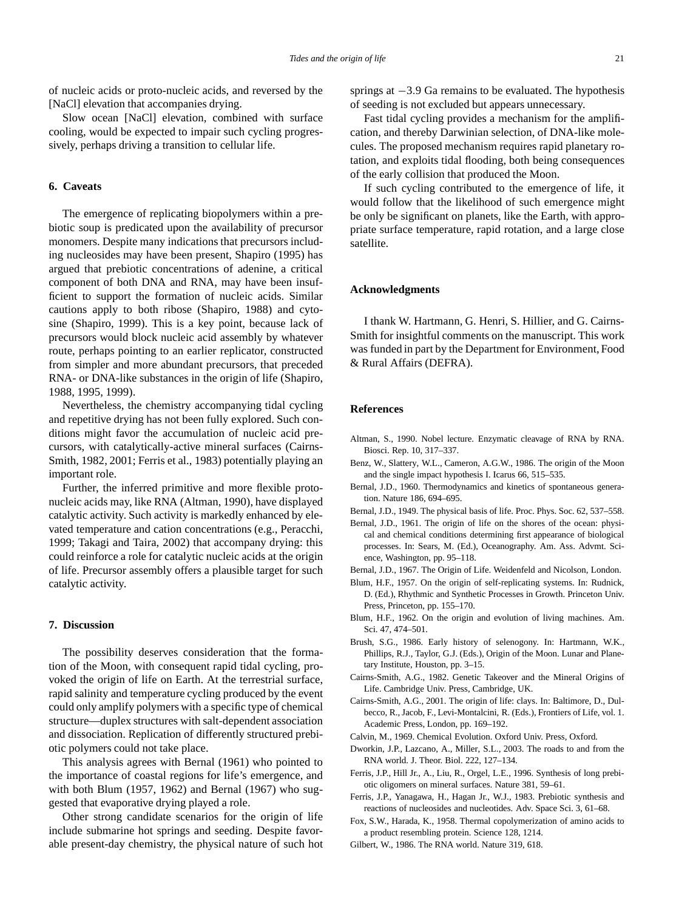of nucleic acids or proto-nucleic acids, and reversed by the [NaCl] elevation that accompanies drying.

Slow ocean [NaCl] elevation, combined with surface cooling, would be expected to impair such cycling progressively, perhaps driving a transition to cellular life.

## 6. Caveats

The emergence of replicating biopolymers within a prebiotic soup is predicated upon the availability of precursor monomers. Despite many indications that precursors including nucleosides may have been present, Shapiro (1995) has argued that prebiotic concentrations of adenine, a critical component of both DNA and RNA, may have been insufficient to support the formation of nucleic acids. Similar cautions apply to both ribose (Shapiro, 1988) and cytosine (Shapiro, 1999). This is a key point, because lack of precursors would block nucleic acid assembly by whatever route, perhaps pointing to an earlier replicator, constructed from simpler and more abundant precursors, that preceded RNA- or DNA-like substances in the origin of life (Shapiro, 1988, 1995, 1999).

Nevertheless, the chemistry accompanying tidal cycling and repetitive drying has not been fully explored. Such conditions might favor the accumulation of nucleic acid precursors, with catalytically-active mineral surfaces (Cairns-Smith, 1982, 2001; Ferris et al., 1983) potentially playing an important role.

Further, the inferred primitive and more flexible proto-nucleic acids may, like RNA (Altman, 1990), have displayed catalytic activity. Such activity is markedly enhanced by elevated temperature and cation concentrations (e.g., Peracchi, 1999; Takagi and Taira, 2002) that accompany drying: this could reinforce a role for catalytic nucleic acids at the origin of life. Precursor assembly offers a plausible target for such catalytic activity.

## 7. Discussion

The possibility deserves consideration that the formation of the Moon, with consequent rapid tidal cycling, provoked the origin of life on Earth. At the terrestrial surface, rapid salinity and temperature cycling produced by the event could only amplify polymers with a specific type of chemical structure—duplex structures with salt-dependent association and dissociation. Replication of differently structured prebiotic polymers could not take place.

This analysis agrees with Bernal (1961) who pointed to the importance of coastal regions for life's emergence, and with both Blum (1957, 1962) and Bernal (1967) who suggested that evaporative drying played a role.

Other strong candidate scenarios for the origin of life include submarine hot springs and seeding. Despite favorable present-day chemistry, the physical nature of such hot springs at $-3.9$ Ga remains to be evaluated. The hypothesis of seeding is not excluded but appears unnecessary.

Fast tidal cycling provides a mechanism for the amplification, and thereby Darwinian selection, of DNA-like molecules. The proposed mechanism requires rapid planetary rotation, and exploits tidal flooding, both being consequences of the early collision that produced the Moon.

If such cycling contributed to the emergence of life, it would follow that the likelihood of such emergence might be only be significant on planets, like the Earth, with appropriate surface temperature, rapid rotation, and a large close satellite.

## Acknowledgments

I thank W. Hartmann, G. Henri, S. Hillier, and G. Cairns-Smith for insightful comments on the manuscript. This work was funded in part by the Department for Environment, Food & Rural Affairs (DEFRA).

## References

- Altman, S., 1990. Nobel lecture. Enzymatic cleavage of RNA by RNA. Biosci. Rep. 10, 317–337.
- Benz, W., Slattery, W.L., Cameron, A.G.W., 1986. The origin of the Moon and the single impact hypothesis I. Icarus 66, 515–535.
- Bernal, J.D., 1960. Thermodynamics and kinetics of spontaneous generation. Nature 186, 694–695.
- Bernal, J.D., 1949. The physical basis of life. Proc. Phys. Soc. 62, 537–558.
- Bernal, J.D., 1961. The origin of life on the shores of the ocean: physical and chemical conditions determining first appearance of biological processes. In: Sears, M. (Ed.), Oceanography. Am. Ass. Advmt. Science, Washington, pp. 95–118.
- Bernal, J.D., 1967. The Origin of Life. Weidenfeld and Nicolson, London.
- Blum, H.F., 1957. On the origin of self-replicating systems. In: Rudnick, D. (Ed.), Rhythmic and Synthetic Processes in Growth. Princeton Univ. Press, Princeton, pp. 155–170.
- Blum, H.F., 1962. On the origin and evolution of living machines. Am. Sci. 47, 474–501.
- Brush, S.G., 1986. Early history of selenogony. In: Hartmann, W.K., Phillips, R.J., Taylor, G.J. (Eds.), Origin of the Moon. Lunar and Planetary Institute, Houston, pp. 3–15.
- Cairns-Smith, A.G., 1982. Genetic Takeover and the Mineral Origins of Life. Cambridge Univ. Press, Cambridge, UK.
- Cairns-Smith, A.G., 2001. The origin of life: clays. In: Baltimore, D., Dulbecco, R., Jacob, F., Levi-Montalcini, R. (Eds.), Frontiers of Life, vol. 1. Academic Press, London, pp. 169–192.
- Calvin, M., 1969. Chemical Evolution. Oxford Univ. Press, Oxford.
- Dworkin, J.P., Lazcano, A., Miller, S.L., 2003. The roads to and from the RNA world. J. Theor. Biol. 222, 127–134.
- Ferris, J.P., Hill Jr., A., Liu, R., Orgel, L.E., 1996. Synthesis of long prebiotic oligomers on mineral surfaces. Nature 381, 59–61.
- Ferris, J.P., Yanagawa, H., Hagan Jr., W.J., 1983. Prebiotic synthesis and reactions of nucleosides and nucleotides. Adv. Space Sci. 3, 61–68.
- Fox, S.W., Harada, K., 1958. Thermal copolymerization of amino acids to a product resembling protein. Science 128, 1214.
- Gilbert, W., 1986. The RNA world. Nature 319, 618.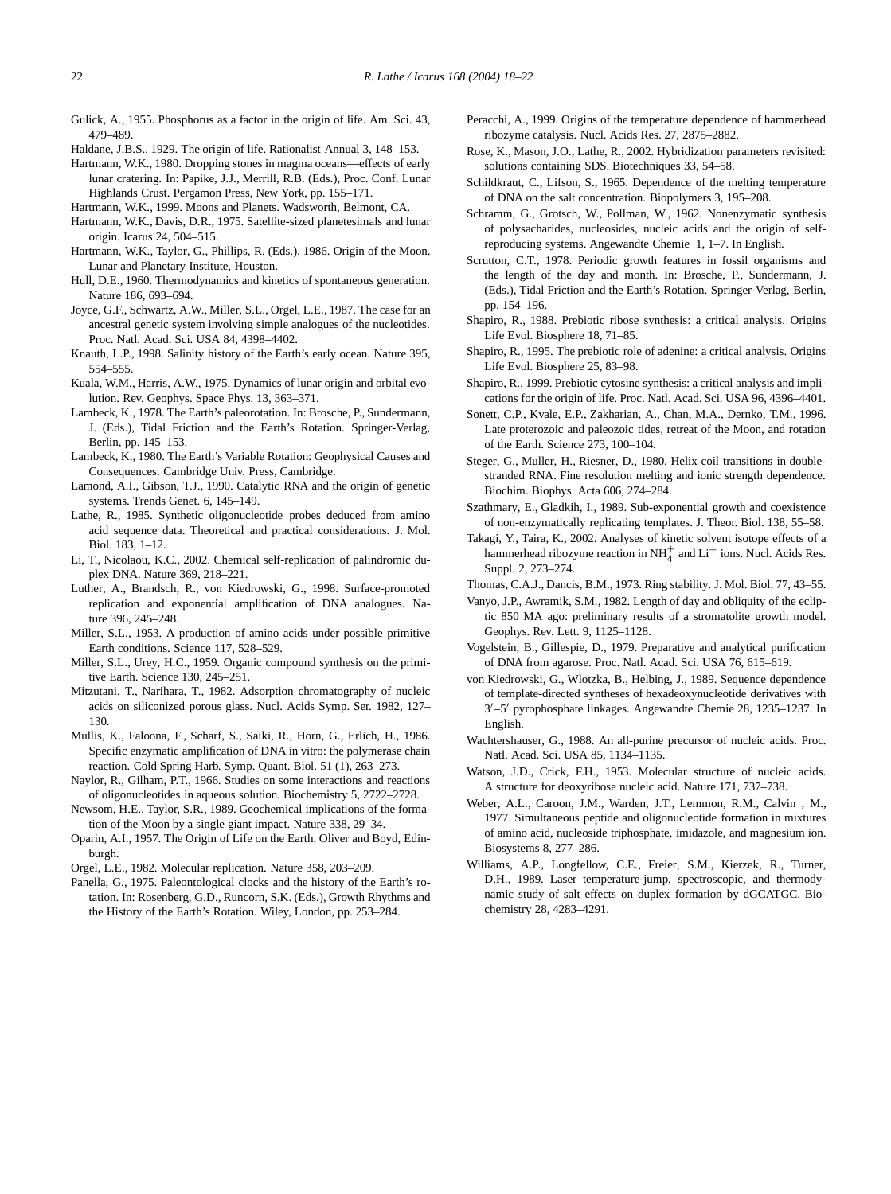Gulick, A., 1955. Phosphorus as a factor in the origin of life. Am. Sci. 43, 479–489.

Haldane, J.B.S., 1929. The origin of life. Rationalist Annual 3, 148–153.

Hartmann, W.K., 1980. Dropping stones in magma oceans—effects of early lunar cratering. In: Papike, J.J., Merrill, R.B. (Eds.), Proc. Conf. Lunar Highlands Crust. Pergamon Press, New York, pp. 155–171.

Hartmann, W.K., 1999. Moons and Planets. Wadsworth, Belmont, CA.

Hartmann, W.K., Davis, D.R., 1975. Satellite-sized planetesimals and lunar origin. Icarus 24, 504–515.

Hartmann, W.K., Taylor, G., Phillips, R. (Eds.), 1986. Origin of the Moon. Lunar and Planetary Institute, Houston.

Hull, D.E., 1960. Thermodynamics and kinetics of spontaneous generation. Nature 186, 693–694.

Joyce, G.F., Schwartz, A.W., Miller, S.L., Orgel, L.E., 1987. The case for an ancestral genetic system involving simple analogues of the nucleotides. Proc. Natl. Acad. Sci. USA 84, 4398–4402.

Knauth, L.P., 1998. Salinity history of the Earth's early ocean. Nature 395, 554–555.

Kuala, W.M., Harris, A.W., 1975. Dynamics of lunar origin and orbital evolution. Rev. Geophys. Space Phys. 13, 363–371.

Lambeck, K., 1978. The Earth's paleorotation. In: Brosche, P., Sundermann, J. (Eds.), Tidal Friction and the Earth's Rotation. Springer-Verlag, Berlin, pp. 145–153.

Lambeck, K., 1980. The Earth's Variable Rotation: Geophysical Causes and Consequences. Cambridge Univ. Press, Cambridge.

Lamond, A.I., Gibson, T.J., 1990. Catalytic RNA and the origin of genetic systems. Trends Genet. 6, 145–149.

Lathe, R., 1985. Synthetic oligonucleotide probes deduced from amino acid sequence data. Theoretical and practical considerations. J. Mol. Biol. 183, 1–12.

Li, T., Nicolaou, K.C., 2002. Chemical self-replication of palindromic duplex DNA. Nature 369, 218–221.

Luther, A., Brandsch, R., von Kiedrowski, G., 1998. Surface-promoted replication and exponential amplification of DNA analogues. Nature 396, 245–248.

Miller, S.L., 1953. A production of amino acids under possible primitive Earth conditions. Science 117, 528–529.

Miller, S.L., Urey, H.C., 1959. Organic compound synthesis on the primitive Earth. Science 130, 245–251.

Mitzutani, T., Narihara, T., 1982. Adsorption chromatography of nucleic acids on siliconized porous glass. Nucl. Acids Symp. Ser. 1982, 127–130.

Mullis, K., Faloona, F., Scharf, S., Saiki, R., Horn, G., Erlich, H., 1986. Specific enzymatic amplification of DNA in vitro: the polymerase chain reaction. Cold Spring Harb. Symp. Quant. Biol. 51 (1), 263–273.

Naylor, R., Gilham, P.T., 1966. Studies on some interactions and reactions of oligonucleotides in aqueous solution. Biochemistry 5, 2722–2728.

Newsom, H.E., Taylor, S.R., 1989. Geochemical implications of the formation of the Moon by a single giant impact. Nature 338, 29–34.

Oparin, A.I., 1957. The Origin of Life on the Earth. Oliver and Boyd, Edinburgh.

Orgel, L.E., 1982. Molecular replication. Nature 358, 203–209.

Panella, G., 1975. Paleontological clocks and the history of the Earth's rotation. In: Rosenberg, G.D., Runcorn, S.K. (Eds.), Growth Rhythms and the History of the Earth's Rotation. Wiley, London, pp. 253–284.

Peracchi, A., 1999. Origins of the temperature dependence of hammerhead ribozyme catalysis. Nucl. Acids Res. 27, 2875–2882.

Rose, K., Mason, J.O., Lathe, R., 2002. Hybridization parameters revisited: solutions containing SDS. Biotechniques 33, 54–58.

Schildkraut, C., Lifson, S., 1965. Dependence of the melting temperature of DNA on the salt concentration. Biopolymers 3, 195–208.

Schramm, G., Grotsch, W., Pollman, W., 1962. Nonenzymatic synthesis of polysacharides, nucleosides, nucleic acids and the origin of self-reproducing systems. Angewandte Chemie 1, 1–7. In English.

Scrutton, C.T., 1978. Periodic growth features in fossil organisms and the length of the day and month. In: Brosche, P., Sundermann, J. (Eds.), Tidal Friction and the Earth's Rotation. Springer-Verlag, Berlin, pp. 154–196.

Shapiro, R., 1988. Prebiotic ribose synthesis: a critical analysis. Origins Life Evol. Biosphere 18, 71–85.

Shapiro, R., 1995. The prebiotic role of adenine: a critical analysis. Origins Life Evol. Biosphere 25, 83–98.

Shapiro, R., 1999. Prebiotic cytosine synthesis: a critical analysis and implications for the origin of life. Proc. Natl. Acad. Sci. USA 96, 4396–4401.

Sonett, C.P., Kvale, E.P., Zakharian, A., Chan, M.A., Dernko, T.M., 1996. Late proterozoic and paleozoic tides, retreat of the Moon, and rotation of the Earth. Science 273, 100–104.

Steger, G., Muller, H., Riesner, D., 1980. Helix-coil transitions in double-stranded RNA. Fine resolution melting and ionic strength dependence. Biochim. Biophys. Acta 606, 274–284.

Szathmary, E., Gladkih, I., 1989. Sub-exponential growth and coexistence of non-enzymatically replicating templates. J. Theor. Biol. 138, 55–58.

Takagi, Y., Taira, K., 2002. Analyses of kinetic solvent isotope effects of a hammerhead ribozyme reaction in $NH_4^+$ and $Li^+$ ions. Nucl. Acids Res. Suppl. 2, 273–274.

Thomas, C.A.J., Dancis, B.M., 1973. Ring stability. J. Mol. Biol. 77, 43–55.

Vanyo, J.P., Awramik, S.M., 1982. Length of day and obliquity of the ecliptic 850 MA ago: preliminary results of a stromatolite growth model. Geophys. Rev. Lett. 9, 1125–1128.

Vogelstein, B., Gillespie, D., 1979. Preparative and analytical purification of DNA from agarose. Proc. Natl. Acad. Sci. USA 76, 615–619.

von Kiedrowski, G., Wlotzka, B., Helbing, J., 1989. Sequence dependence of template-directed syntheses of hexadeoxynucleotide derivatives with 3′–5′ pyrophosphate linkages. Angewandte Chemie 28, 1235–1237. In English.

Wachtershauser, G., 1988. An all-purine precursor of nucleic acids. Proc. Natl. Acad. Sci. USA 85, 1134–1135.

Watson, J.D., Crick, F.H., 1953. Molecular structure of nucleic acids. A structure for deoxyribose nucleic acid. Nature 171, 737–738.

Weber, A.L., Caroon, J.M., Warden, J.T., Lemmon, R.M., Calvin , M., 1977. Simultaneous peptide and oligonucleotide formation in mixtures of amino acid, nucleoside triphosphate, imidazole, and magnesium ion. Biosystems 8, 277–286.

Williams, A.P., Longfellow, C.E., Freier, S.M., Kierzek, R., Turner, D.H., 1989. Laser temperature-jump, spectroscopic, and thermodynamic study of salt effects on duplex formation by dGCATGC. Biochemistry 28, 4283–4291.